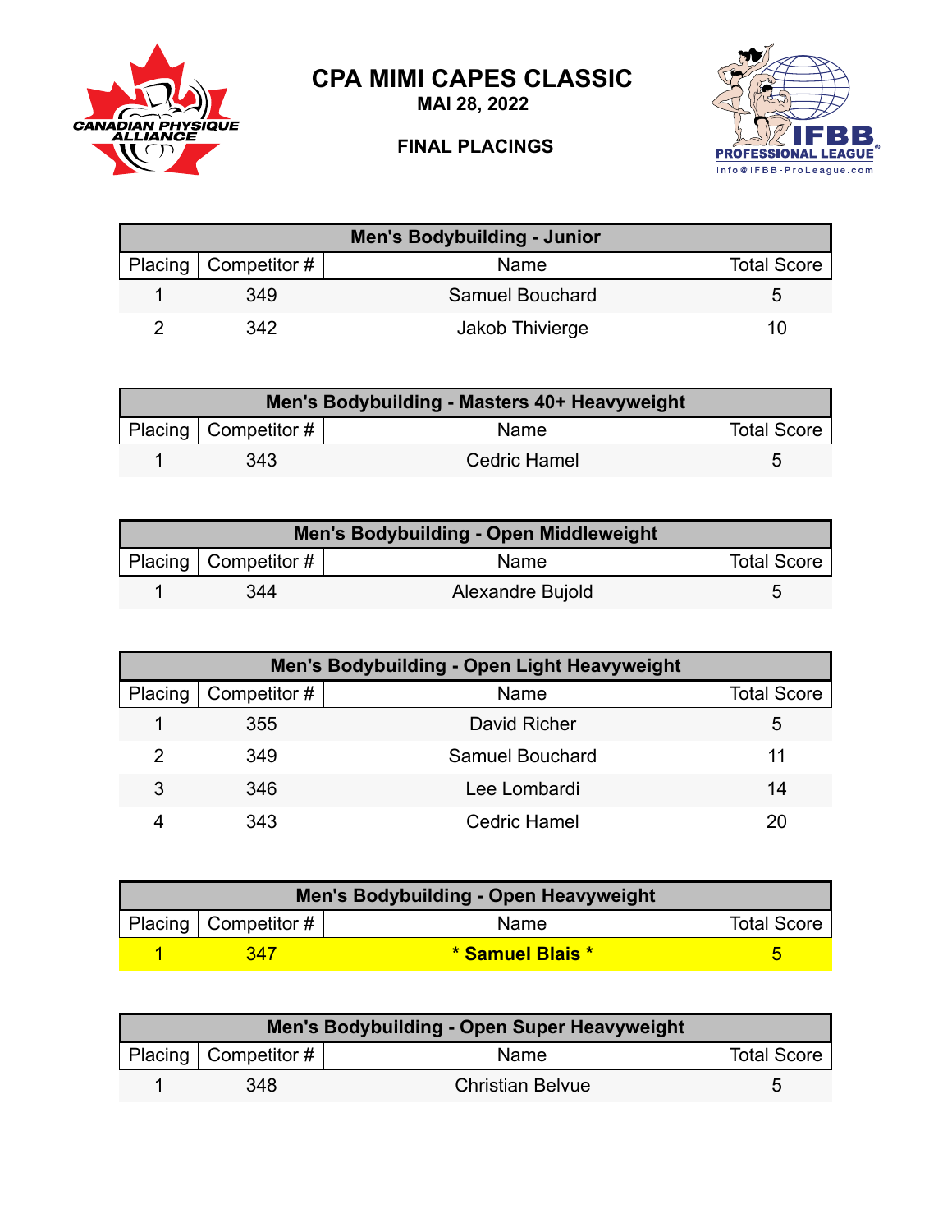# CPA MIMI CAPES CLASSIC

**MAI 28, 2022**

**FINAL PLACINGS**

| Men's Bodybuilding - Junior | | | |
|---|---|---|---|
| Placing | Competitor # | Name | Total Score |
| 1 | 349 | Samuel Bouchard | 5 |
| 2 | 342 | Jakob Thivierge | 10 |

| Men's Bodybuilding - Masters 40+ Heavyweight | | | |
|---|---|---|---|
| Placing | Competitor # | Name | Total Score |
| 1 | 343 | Cedric Hamel | 5 |

| Men's Bodybuilding - Open Middleweight | | | |
|---|---|---|---|
| Placing | Competitor # | Name | Total Score |
| 1 | 344 | Alexandre Bujold | 5 |

| Men's Bodybuilding - Open Light Heavyweight | | | |
|---|---|---|---|
| Placing | Competitor # | Name | Total Score |
| 1 | 355 | David Richer | 5 |
| 2 | 349 | Samuel Bouchard | 11 |
| 3 | 346 | Lee Lombardi | 14 |
| 4 | 343 | Cedric Hamel | 20 |

| Men's Bodybuilding - Open Heavyweight | | | |
|---|---|---|---|
| Placing | Competitor # | Name | Total Score |
| 1 | 347 | **\* Samuel Blais \*** | 5 |

| Men's Bodybuilding - Open Super Heavyweight | | | |
|---|---|---|---|
| Placing | Competitor # | Name | Total Score |
| 1 | 348 | Christian Belvue | 5 |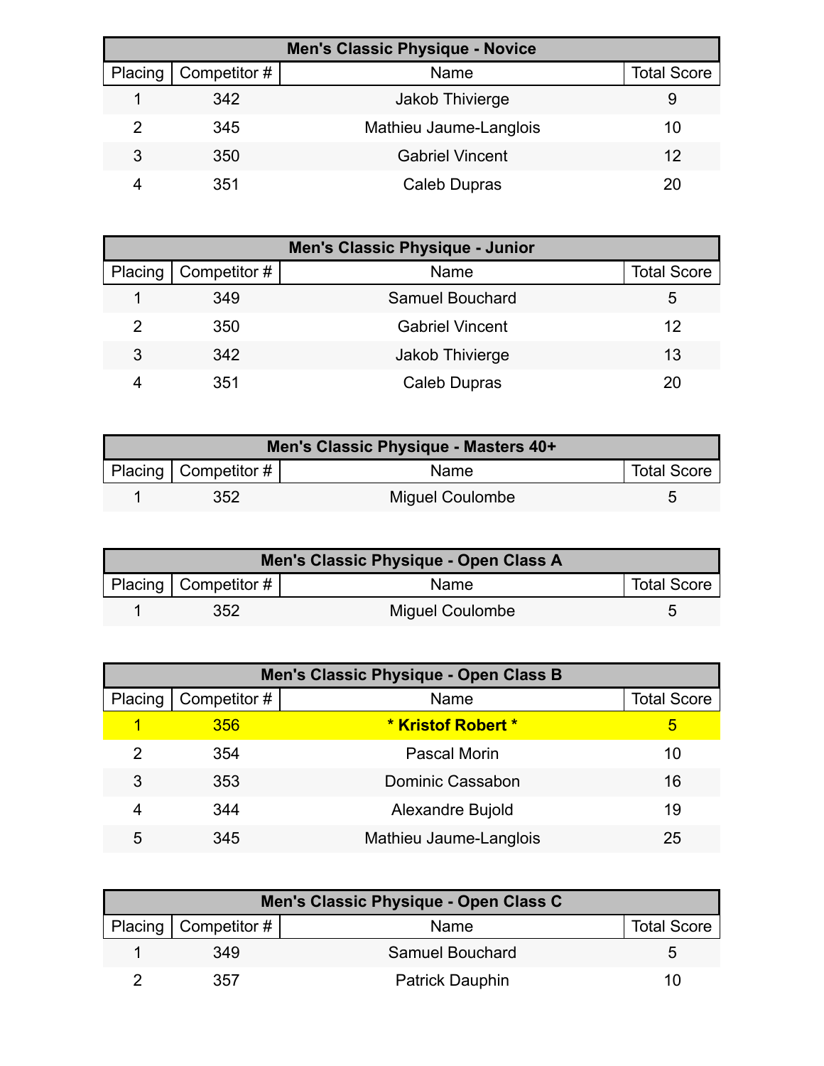| Men's Classic Physique - Novice | | | |
|---|---|---|---|
| Placing | Competitor # | Name | Total Score |
| 1 | 342 | Jakob Thivierge | 9 |
| 2 | 345 | Mathieu Jaume-Langlois | 10 |
| 3 | 350 | Gabriel Vincent | 12 |
| 4 | 351 | Caleb Dupras | 20 |

| Men's Classic Physique - Junior | | | |
|---|---|---|---|
| Placing | Competitor # | Name | Total Score |
| 1 | 349 | Samuel Bouchard | 5 |
| 2 | 350 | Gabriel Vincent | 12 |
| 3 | 342 | Jakob Thivierge | 13 |
| 4 | 351 | Caleb Dupras | 20 |

| Men's Classic Physique - Masters 40+ | | | |
|---|---|---|---|
| Placing | Competitor # | Name | Total Score |
| 1 | 352 | Miguel Coulombe | 5 |

| Men's Classic Physique - Open Class A | | | |
|---|---|---|---|
| Placing | Competitor # | Name | Total Score |
| 1 | 352 | Miguel Coulombe | 5 |

| Men's Classic Physique - Open Class B | | | |
|---|---|---|---|
| Placing | Competitor # | Name | Total Score |
| 1 | 356 | **\* Kristof Robert \*** | 5 |
| 2 | 354 | Pascal Morin | 10 |
| 3 | 353 | Dominic Cassabon | 16 |
| 4 | 344 | Alexandre Bujold | 19 |
| 5 | 345 | Mathieu Jaume-Langlois | 25 |

| Men's Classic Physique - Open Class C | | | |
|---|---|---|---|
| Placing | Competitor # | Name | Total Score |
| 1 | 349 | Samuel Bouchard | 5 |
| 2 | 357 | Patrick Dauphin | 10 |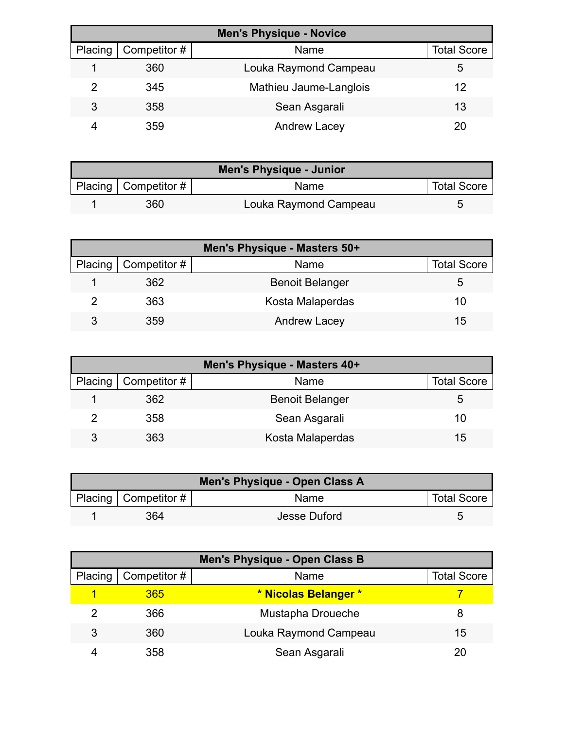| Men's Physique - Novice | | | |
|---|---|---|---|
| Placing | Competitor # | Name | Total Score |
| 1 | 360 | Louka Raymond Campeau | 5 |
| 2 | 345 | Mathieu Jaume-Langlois | 12 |
| 3 | 358 | Sean Asgarali | 13 |
| 4 | 359 | Andrew Lacey | 20 |

| Men's Physique - Junior | | | |
|---|---|---|---|
| Placing | Competitor # | Name | Total Score |
| 1 | 360 | Louka Raymond Campeau | 5 |

| Men's Physique - Masters 50+ | | | |
|---|---|---|---|
| Placing | Competitor # | Name | Total Score |
| 1 | 362 | Benoit Belanger | 5 |
| 2 | 363 | Kosta Malaperdas | 10 |
| 3 | 359 | Andrew Lacey | 15 |

| Men's Physique - Masters 40+ | | | |
|---|---|---|---|
| Placing | Competitor # | Name | Total Score |
| 1 | 362 | Benoit Belanger | 5 |
| 2 | 358 | Sean Asgarali | 10 |
| 3 | 363 | Kosta Malaperdas | 15 |

| Men's Physique - Open Class A | | | |
|---|---|---|---|
| Placing | Competitor # | Name | Total Score |
| 1 | 364 | Jesse Duford | 5 |

| Men's Physique - Open Class B | | | |
|---|---|---|---|
| Placing | Competitor # | Name | Total Score |
| 1 | 365 | **\* Nicolas Belanger \*** | 7 |
| 2 | 366 | Mustapha Droueche | 8 |
| 3 | 360 | Louka Raymond Campeau | 15 |
| 4 | 358 | Sean Asgarali | 20 |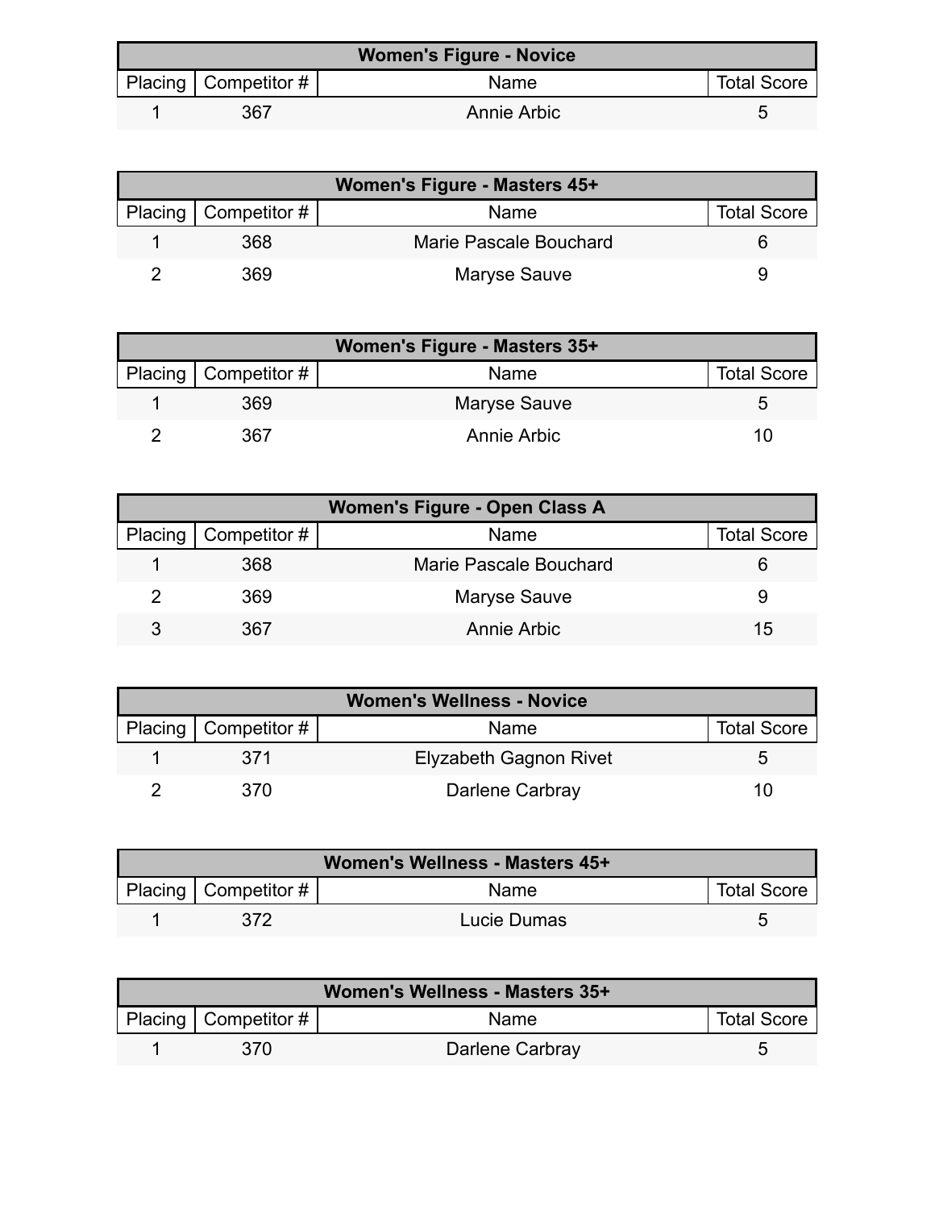| Women's Figure - Novice | | | |
|---|---|---|---|
| Placing | Competitor # | Name | Total Score |
| 1 | 367 | Annie Arbic | 5 |

| Women's Figure - Masters 45+ | | | |
|---|---|---|---|
| Placing | Competitor # | Name | Total Score |
| 1 | 368 | Marie Pascale Bouchard | 6 |
| 2 | 369 | Maryse Sauve | 9 |

| Women's Figure - Masters 35+ | | | |
|---|---|---|---|
| Placing | Competitor # | Name | Total Score |
| 1 | 369 | Maryse Sauve | 5 |
| 2 | 367 | Annie Arbic | 10 |

| Women's Figure - Open Class A | | | |
|---|---|---|---|
| Placing | Competitor # | Name | Total Score |
| 1 | 368 | Marie Pascale Bouchard | 6 |
| 2 | 369 | Maryse Sauve | 9 |
| 3 | 367 | Annie Arbic | 15 |

| Women's Wellness - Novice | | | |
|---|---|---|---|
| Placing | Competitor # | Name | Total Score |
| 1 | 371 | Elyzabeth Gagnon Rivet | 5 |
| 2 | 370 | Darlene Carbray | 10 |

| Women's Wellness - Masters 45+ | | | |
|---|---|---|---|
| Placing | Competitor # | Name | Total Score |
| 1 | 372 | Lucie Dumas | 5 |

| Women's Wellness - Masters 35+ | | | |
|---|---|---|---|
| Placing | Competitor # | Name | Total Score |
| 1 | 370 | Darlene Carbray | 5 |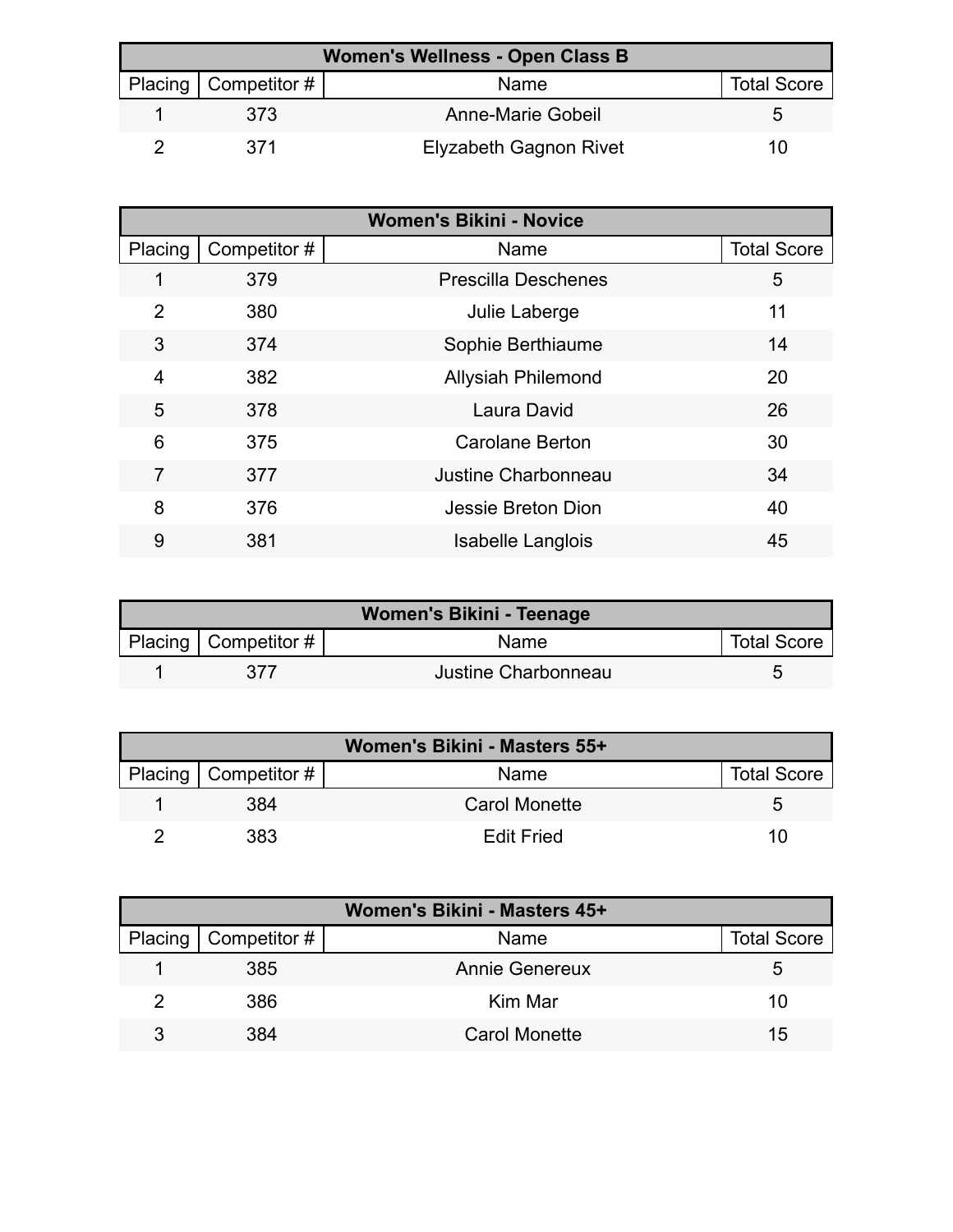| Women's Wellness - Open Class B | | | |
|---|---|---|---|
| Placing | Competitor # | Name | Total Score |
| 1 | 373 | Anne-Marie Gobeil | 5 |
| 2 | 371 | Elyzabeth Gagnon Rivet | 10 |

| Women's Bikini - Novice | | | |
|---|---|---|---|
| Placing | Competitor # | Name | Total Score |
| 1 | 379 | Prescilla Deschenes | 5 |
| 2 | 380 | Julie Laberge | 11 |
| 3 | 374 | Sophie Berthiaume | 14 |
| 4 | 382 | Allysiah Philemond | 20 |
| 5 | 378 | Laura David | 26 |
| 6 | 375 | Carolane Berton | 30 |
| 7 | 377 | Justine Charbonneau | 34 |
| 8 | 376 | Jessie Breton Dion | 40 |
| 9 | 381 | Isabelle Langlois | 45 |

| Women's Bikini - Teenage | | | |
|---|---|---|---|
| Placing | Competitor # | Name | Total Score |
| 1 | 377 | Justine Charbonneau | 5 |

| Women's Bikini - Masters 55+ | | | |
|---|---|---|---|
| Placing | Competitor # | Name | Total Score |
| 1 | 384 | Carol Monette | 5 |
| 2 | 383 | Edit Fried | 10 |

| Women's Bikini - Masters 45+ | | | |
|---|---|---|---|
| Placing | Competitor # | Name | Total Score |
| 1 | 385 | Annie Genereux | 5 |
| 2 | 386 | Kim Mar | 10 |
| 3 | 384 | Carol Monette | 15 |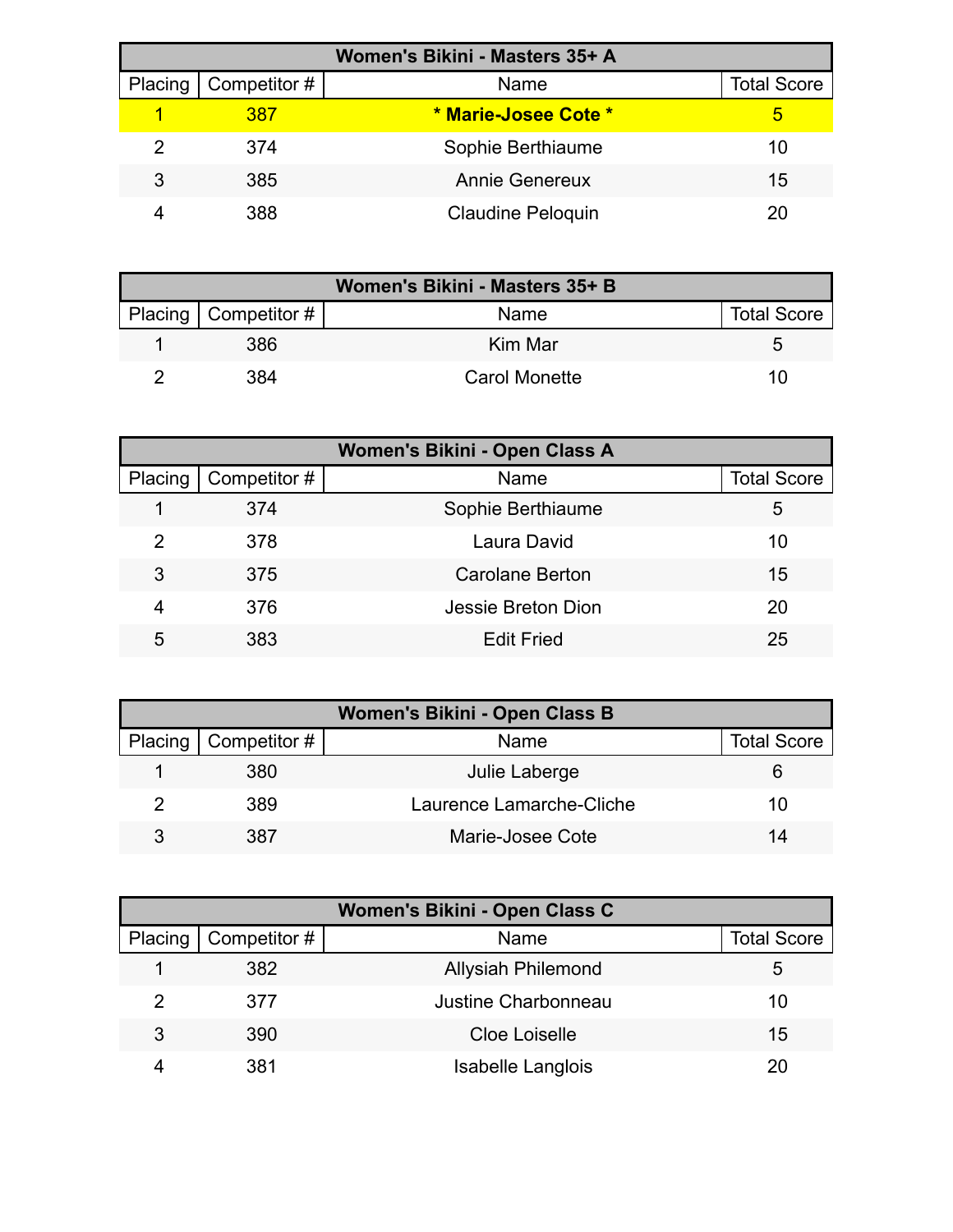| Women's Bikini - Masters 35+ A | | | |
|---|---|---|---|
| Placing | Competitor # | Name | Total Score |
| 1 | 387 | **\* Marie-Josee Cote \*** | 5 |
| 2 | 374 | Sophie Berthiaume | 10 |
| 3 | 385 | Annie Genereux | 15 |
| 4 | 388 | Claudine Peloquin | 20 |

| Women's Bikini - Masters 35+ B | | | |
|---|---|---|---|
| Placing | Competitor # | Name | Total Score |
| 1 | 386 | Kim Mar | 5 |
| 2 | 384 | Carol Monette | 10 |

| Women's Bikini - Open Class A | | | |
|---|---|---|---|
| Placing | Competitor # | Name | Total Score |
| 1 | 374 | Sophie Berthiaume | 5 |
| 2 | 378 | Laura David | 10 |
| 3 | 375 | Carolane Berton | 15 |
| 4 | 376 | Jessie Breton Dion | 20 |
| 5 | 383 | Edit Fried | 25 |

| Women's Bikini - Open Class B | | | |
|---|---|---|---|
| Placing | Competitor # | Name | Total Score |
| 1 | 380 | Julie Laberge | 6 |
| 2 | 389 | Laurence Lamarche-Cliche | 10 |
| 3 | 387 | Marie-Josee Cote | 14 |

| Women's Bikini - Open Class C | | | |
|---|---|---|---|
| Placing | Competitor # | Name | Total Score |
| 1 | 382 | Allysiah Philemond | 5 |
| 2 | 377 | Justine Charbonneau | 10 |
| 3 | 390 | Cloe Loiselle | 15 |
| 4 | 381 | Isabelle Langlois | 20 |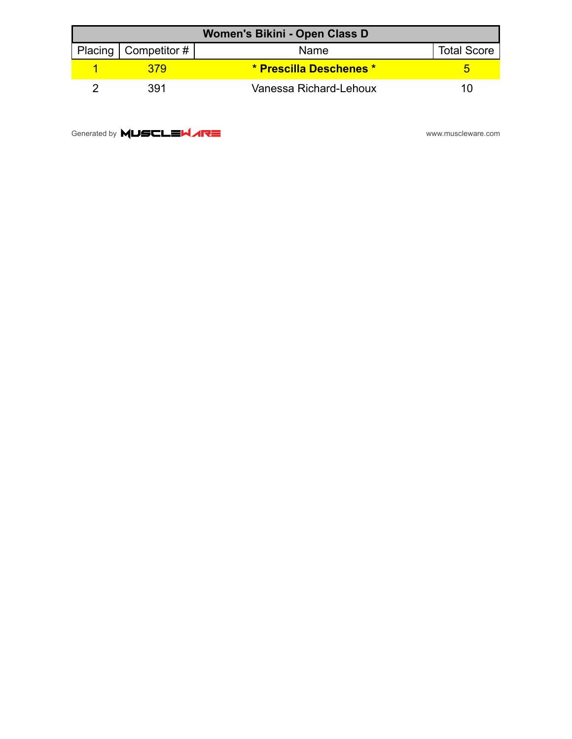| Women's Bikini - Open Class D | | | |
| --- | --- | --- | --- |
| Placing | Competitor # | Name | Total Score |
| 1 | 379 | **\* Prescilla Deschenes \*** | 5 |
| 2 | 391 | Vanessa Richard-Lehoux | 10 |

Generated by MUSCLEWARE

www.muscleware.com